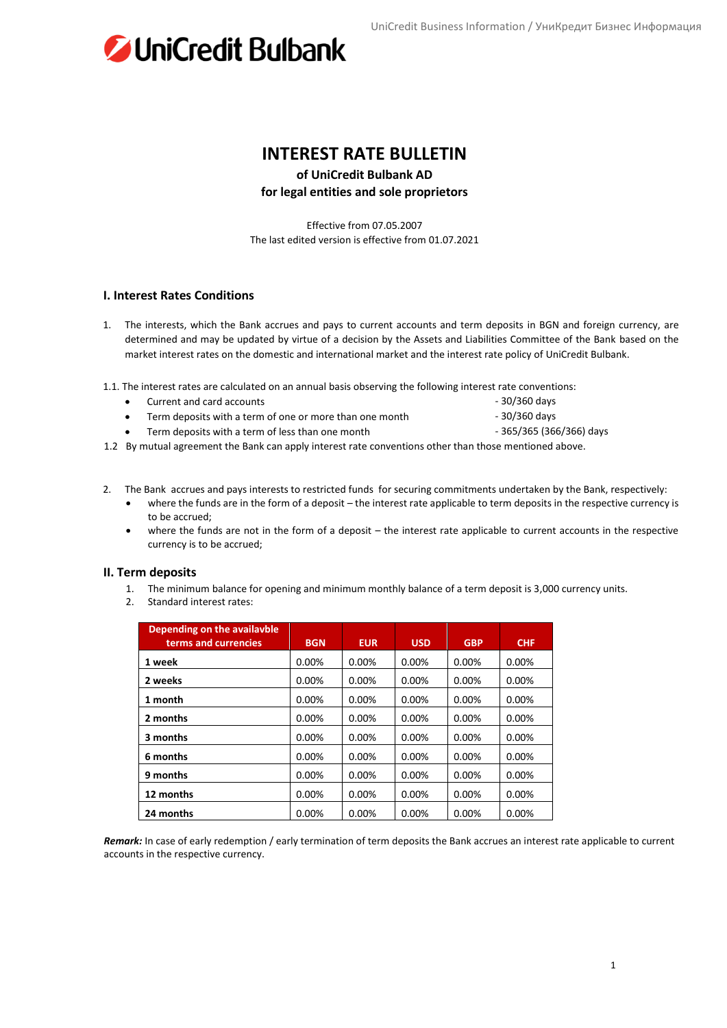# INTEREST RATE BULLETIN

**of UniCredit Bulbank AD**
**for legal entities and sole proprietors**

Effective from 07.05.2007
The last edited version is effective from 01.07.2021

## I. Interest Rates Conditions

1. The interests, which the Bank accrues and pays to current accounts and term deposits in BGN and foreign currency, are determined and may be updated by virtue of a decision by the Assets and Liabilities Committee of the Bank based on the market interest rates on the domestic and international market and the interest rate policy of UniCredit Bulbank.

1.1. The interest rates are calculated on an annual basis observing the following interest rate conventions:

- Current and card accounts - 30/360 days
- Term deposits with a term of one or more than one month - 30/360 days
- Term deposits with a term of less than one month - 365/365 (366/366) days

1.2 By mutual agreement the Bank can apply interest rate conventions other than those mentioned above.

2. The Bank accrues and pays interests to restricted funds for securing commitments undertaken by the Bank, respectively:
   - where the funds are in the form of a deposit – the interest rate applicable to term deposits in the respective currency is to be accrued;
   - where the funds are not in the form of a deposit – the interest rate applicable to current accounts in the respective currency is to be accrued;

## II. Term deposits

1. The minimum balance for opening and minimum monthly balance of a term deposit is 3,000 currency units.
2. Standard interest rates:

| Depending on the availavble terms and currencies | BGN | EUR | USD | GBP | CHF |
|---|---|---|---|---|---|
| **1 week** | 0.00% | 0.00% | 0.00% | 0.00% | 0.00% |
| **2 weeks** | 0.00% | 0.00% | 0.00% | 0.00% | 0.00% |
| **1 month** | 0.00% | 0.00% | 0.00% | 0.00% | 0.00% |
| **2 months** | 0.00% | 0.00% | 0.00% | 0.00% | 0.00% |
| **3 months** | 0.00% | 0.00% | 0.00% | 0.00% | 0.00% |
| **6 months** | 0.00% | 0.00% | 0.00% | 0.00% | 0.00% |
| **9 months** | 0.00% | 0.00% | 0.00% | 0.00% | 0.00% |
| **12 months** | 0.00% | 0.00% | 0.00% | 0.00% | 0.00% |
| **24 months** | 0.00% | 0.00% | 0.00% | 0.00% | 0.00% |

***Remark:*** In case of early redemption / early termination of term deposits the Bank accrues an interest rate applicable to current accounts in the respective currency.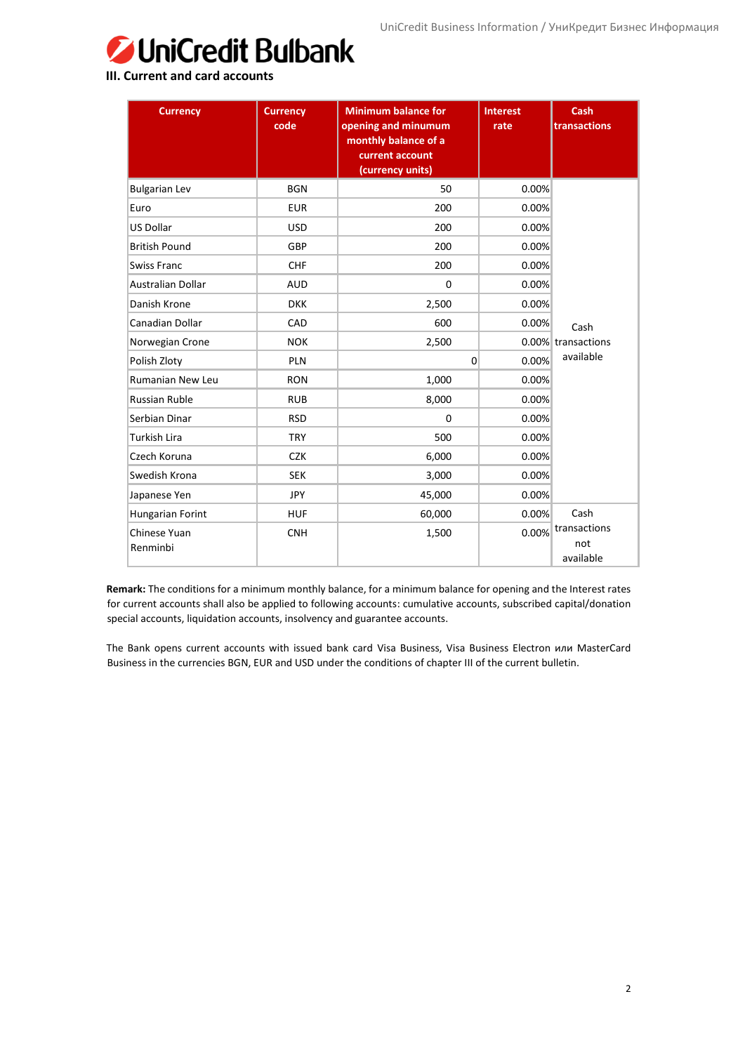UniCredit Bulbank

### III. Current and card accounts

| Currency | Currency code | Minimum balance for opening and minumum monthly balance of a current account (currency units) | Interest rate | Cash transactions |
|---|---|---|---|---|
| Bulgarian Lev | BGN | 50 | 0.00% | Cash transactions available |
| Euro | EUR | 200 | 0.00% | |
| US Dollar | USD | 200 | 0.00% | |
| British Pound | GBP | 200 | 0.00% | |
| Swiss Franc | CHF | 200 | 0.00% | |
| Australian Dollar | AUD | 0 | 0.00% | |
| Danish Krone | DKK | 2,500 | 0.00% | |
| Canadian Dollar | CAD | 600 | 0.00% | |
| Norwegian Crone | NOK | 2,500 | 0.00% | |
| Polish Zloty | PLN | 0 | 0.00% | |
| Rumanian New Leu | RON | 1,000 | 0.00% | |
| Russian Ruble | RUB | 8,000 | 0.00% | |
| Serbian Dinar | RSD | 0 | 0.00% | |
| Turkish Lira | TRY | 500 | 0.00% | |
| Czech Koruna | CZK | 6,000 | 0.00% | |
| Swedish Krona | SEK | 3,000 | 0.00% | |
| Japanese Yen | JPY | 45,000 | 0.00% | |
| Hungarian Forint | HUF | 60,000 | 0.00% | Cash transactions not available |
| Chinese Yuan Renminbi | CNH | 1,500 | 0.00% | |

**Remark:** The conditions for a minimum monthly balance, for a minimum balance for opening and the Interest rates for current accounts shall also be applied to following accounts: cumulative accounts, subscribed capital/donation special accounts, liquidation accounts, insolvency and guarantee accounts.

The Bank opens current accounts with issued bank card Visa Business, Visa Business Electron или MasterCard Business in the currencies BGN, EUR and USD under the conditions of chapter III of the current bulletin.